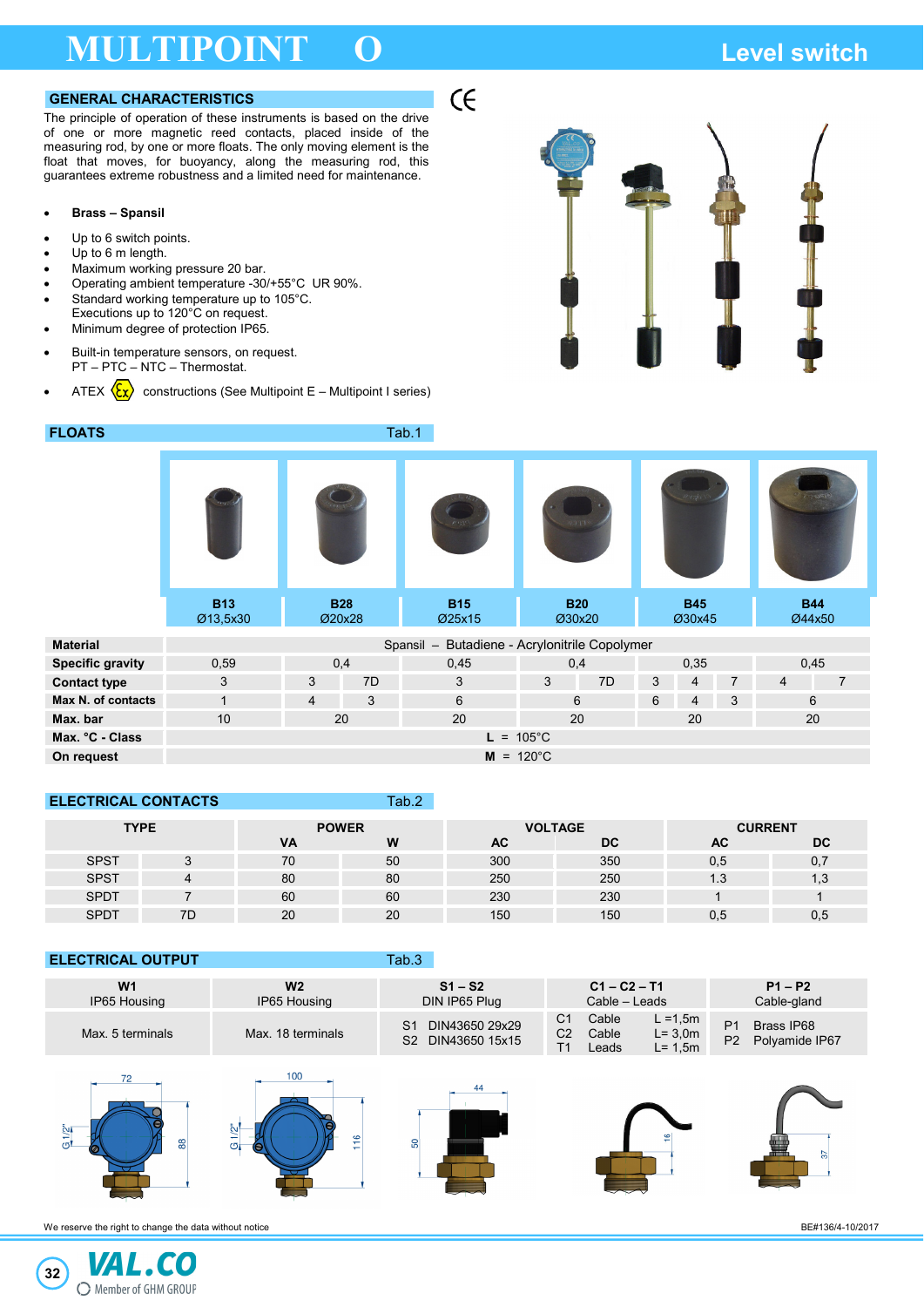# MULTIPOINT O

## Level switch

### GENERAL CHARACTERISTICS

The principle of operation of these instruments is based on the drive of one or more magnetic reed contacts, placed inside of the measuring rod, by one or more floats. The only moving element is the float that moves, for buoyancy, along the measuring rod, this guarantees extreme robustness and a limited need for maintenance.

- **Brass – Spansil**
- Up to 6 switch points.
- Up to 6 m length.
- Maximum working pressure 20 bar.
- Operating ambient temperature -30/+55°C UR 90%.
- Standard working temperature up to 105°C. Executions up to 120°C on request.
- Minimum degree of protection IP65.
- Built-in temperature sensors, on request. PT – PTC – NTC – Thermostat.
- ATEX constructions (See Multipoint E – Multipoint I series)

### FLOATS — Tab.1

| | B13 Ø13,5x30 | | B28 Ø20x28 | | B15 Ø25x15 | B20 Ø30x20 | | B45 Ø30x45 | | | B44 Ø44x50 | |
|---|---|---|---|---|---|---|---|---|---|---|---|---|
| **Material** | Spansil – Butadiene - Acrylonitrile Copolymer | | | | | | | | | | | |
| **Specific gravity** | 0,59 | | 0,4 | | 0,45 | 0,4 | | 0,35 | | | 0,45 | |
| **Contact type** | 3 | | 3 | 7D | 3 | 3 | 7D | 3 | 4 | 7 | 4 | 7 |
| **Max N. of contacts** | 1 | | 4 | 3 | 6 | 6 | | 6 | 4 | 3 | 6 | |
| **Max. bar** | 10 | | 20 | | 20 | 20 | | 20 | | | 20 | |
| **Max. °C - Class** | L = 105°C | | | | | | | | | | | |
| **On request** | M = 120°C | | | | | | | | | | | |

### ELECTRICAL CONTACTS — Tab.2

| TYPE | | POWER | | VOLTAGE | | CURRENT | |
|---|---|---|---|---|---|---|---|
| | | VA | W | AC | DC | AC | DC |
| SPST | 3 | 70 | 50 | 300 | 350 | 0,5 | 0,7 |
| SPST | 4 | 80 | 80 | 250 | 250 | 1.3 | 1,3 |
| SPDT | 7 | 60 | 60 | 230 | 230 | 1 | 1 |
| SPDT | 7D | 20 | 20 | 150 | 150 | 0,5 | 0,5 |

### ELECTRICAL OUTPUT — Tab.3

| W1 IP65 Housing | W2 IP65 Housing | S1 – S2 DIN IP65 Plug | C1 – C2 – T1 Cable – Leads | P1 – P2 Cable-gland |
|---|---|---|---|---|
| Max. 5 terminals | Max. 18 terminals | S1 DIN43650 29x29<br>S2 DIN43650 15x15 | C1 Cable L =1,5m<br>C2 Cable L= 3,0m<br>T1 Leads L= 1,5m | P1 Brass IP68<br>P2 Polyamide IP67 |

We reserve the right to change the data without notice

BE#136/4-10/2017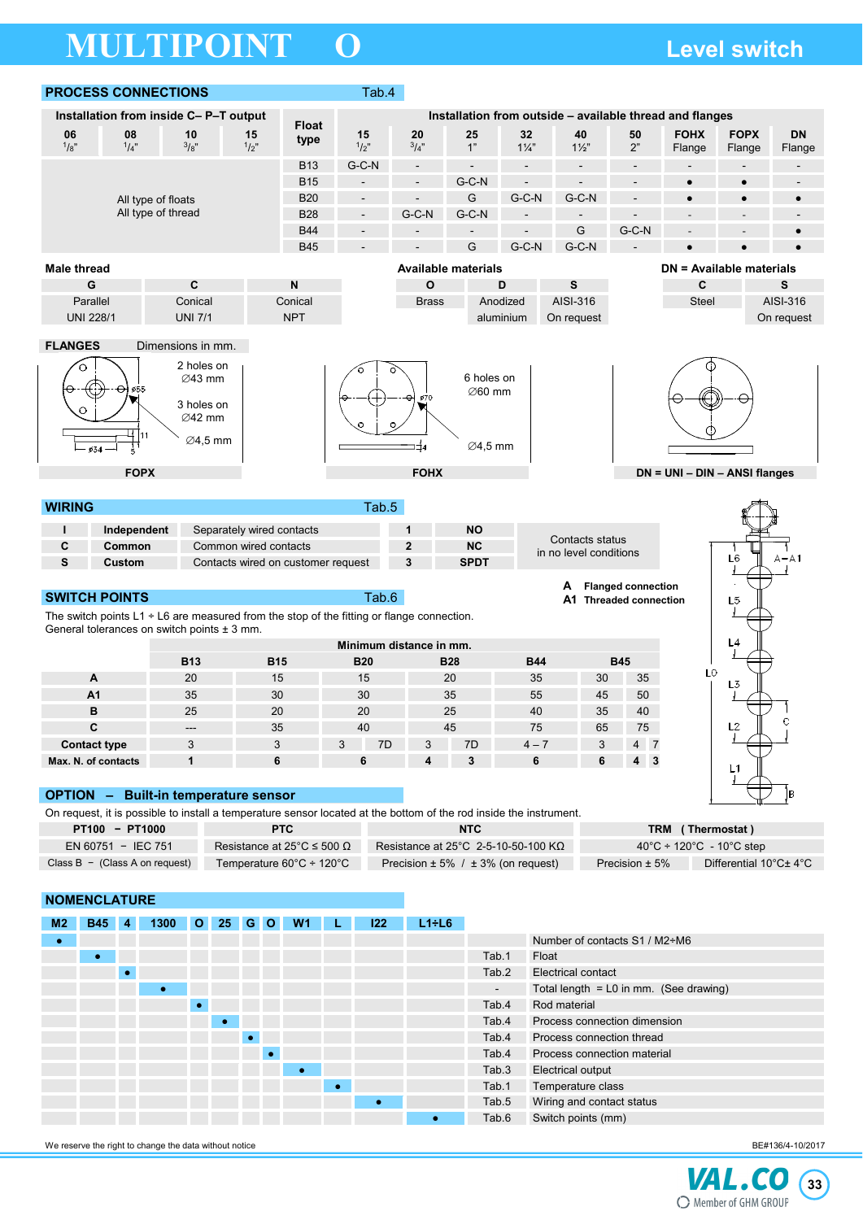# MULTIPOINT O

## Level switch

## PROCESS CONNECTIONS — Tab.4

| Installation from inside C– P–T output | | | | Float type | Installation from outside – available thread and flanges | | | | | | | | |
|---|---|---|---|---|---|---|---|---|---|---|---|---|---|
| 06 1/8" | 08 1/4" | 10 3/8" | 15 1/2" | | 15 1/2" | 20 3/4" | 25 1" | 32 1¼" | 40 1½" | 50 2" | FOHX Flange | FOPX Flange | DN Flange |
| All type of floats All type of thread | | | | B13 | G-C-N | - | - | - | - | - | - | - | - |
| | | | | B15 | - | - | G-C-N | - | - | - | ● | ● | - |
| | | | | B20 | - | - | G | G-C-N | G-C-N | - | ● | ● | ● |
| | | | | B28 | - | G-C-N | G-C-N | - | - | - | - | - | - |
| | | | | B44 | - | - | - | - | G | G-C-N | - | - | ● |
| | | | | B45 | - | - | G | G-C-N | G-C-N | - | ● | ● | ● |

**Male thread**

| G | C | N |
|---|---|---|
| Parallel | Conical | Conical |
| UNI 228/1 | UNI 7/1 | NPT |

**Available materials**

| O | D | S |
|---|---|---|
| Brass | Anodized aluminium | AISI-316 On request |

**DN = Available materials**

| C | S |
|---|---|
| Steel | AISI-316 On request |

**FLANGES** Dimensions in mm.

FOPX: 2 holes on ∅43 mm; 3 holes on ∅42 mm; ∅4,5 mm; ∅55; ∅34; 11; 5

FOHX: 6 holes on ∅60 mm; ∅4,5 mm; ∅70; 14

DN = UNI – DIN – ANSI flanges

## WIRING — Tab.5

| | | | | |
|---|---|---|---|---|
| I | Independent | Separately wired contacts | 1 | NO |
| C | Common | Common wired contacts | 2 | NC |
| S | Custom | Contacts wired on customer request | 3 | SPDT |

Contacts status in no level conditions

**A** Flanged connection
**A1** Threaded connection

## SWITCH POINTS — Tab.6

The switch points L1 ÷ L6 are measured from the stop of the fitting or flange connection.
General tolerances on switch points ± 3 mm.

| | Minimum distance in mm. | | | | | | | | | |
|---|---|---|---|---|---|---|---|---|---|---|
| | B13 | B15 | B20 | | B28 | | B44 | B45 | | |
| A | 20 | 15 | 15 | | 20 | | 35 | 30 | 35 | |
| A1 | 35 | 30 | 30 | | 35 | | 55 | 45 | 50 | |
| B | 25 | 20 | 20 | | 25 | | 40 | 35 | 40 | |
| C | --- | 35 | 40 | | 45 | | 75 | 65 | 75 | |
| Contact type | 3 | 3 | 3 | 7D | 3 | 7D | 4 – 7 | 3 | 4 | 7 |
| Max. N. of contacts | 1 | 6 | 6 | | 4 | 3 | 6 | 6 | 4 | 3 |

## OPTION – Built-in temperature sensor

On request, it is possible to install a temperature sensor located at the bottom of the rod inside the instrument.

| PT100 – PT1000 | PTC | NTC | TRM (Thermostat) | |
|---|---|---|---|---|
| EN 60751 – IEC 751 | Resistance at 25°C ≤ 500 Ω | Resistance at 25°C 2-5-10-50-100 KΩ | 40°C ÷ 120°C - 10°C step | |
| Class B – (Class A on request) | Temperature 60°C ÷ 120°C | Precision ± 5% / ± 3% (on request) | Precision ± 5% | Differential 10°C± 4°C |

## NOMENCLATURE

| M2 | B45 | 4 | 1300 | O | 25 | G | O | W1 | L | I22 | L1÷L6 | | |
|---|---|---|---|---|---|---|---|---|---|---|---|---|---|
| ● | | | | | | | | | | | | | Number of contacts S1 / M2÷M6 |
| | ● | | | | | | | | | | | Tab.1 | Float |
| | | ● | | | | | | | | | | Tab.2 | Electrical contact |
| | | | ● | | | | | | | | | - | Total length = L0 in mm. (See drawing) |
| | | | | ● | | | | | | | | Tab.4 | Rod material |
| | | | | | ● | | | | | | | Tab.4 | Process connection dimension |
| | | | | | | ● | | | | | | Tab.4 | Process connection thread |
| | | | | | | | ● | | | | | Tab.4 | Process connection material |
| | | | | | | | | ● | | | | Tab.3 | Electrical output |
| | | | | | | | | | ● | | | Tab.1 | Temperature class |
| | | | | | | | | | | ● | | Tab.5 | Wiring and contact status |
| | | | | | | | | | | | ● | Tab.6 | Switch points (mm) |

We reserve the right to change the data without notice

BE#136/4-10/2017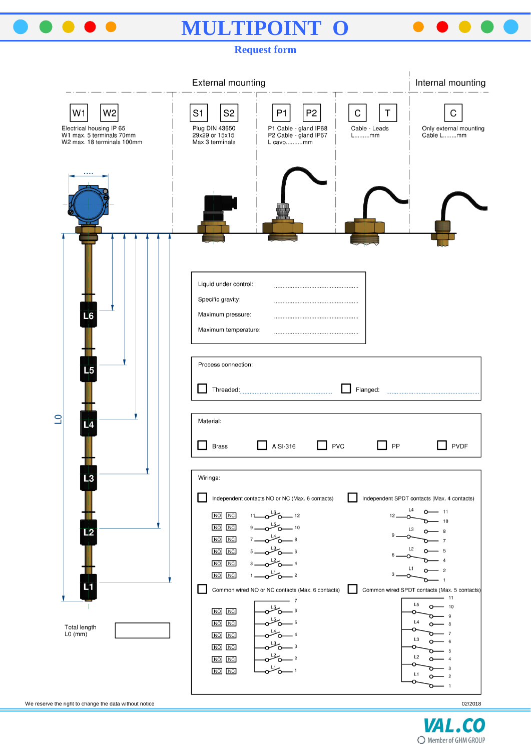# MULTIPOINT O

## Request form

External mounting

Internal mounting

W1 W2

Electrical housing IP 65
W1 max. 5 terminals 70mm
W2 max. 18 terminals 100mm

S1 S2

Plug DIN 43650
29x29 or 15x15
Max 3 terminals

P1 P2

P1 Cable - gland IP68
P2 Cable - gland IP67
L cavo..........mm

C T

Cable - Leads
L.........mm

C

Only external mounting
Cable L........mm

L6
L5
L4
L3
L2
L1
L0

Total length
L0 (mm)

Liquid under control: ..............................................
Specific gravity: ..............................................
Maximum pressure: ..............................................
Maximum temperature: ..............................................

Process connection:

☐ Threaded: ..............................................   ☐ Flanged: ..............................................

Material:

☐ Brass   ☐ AISI-316   ☐ PVC   ☐ PP   ☐ PVDF

Wirings:

☐ Independent contacts NO or NC (Max. 6 contacts)

NO NC  11 L6 12
NO NC  9 L5 10
NO NC  7 L4 8
NO NC  5 L3 6
NO NC  3 L2 4
NO NC  1 L1 2

☐ Independent SPDT contacts (Max. 4 contacts)

12 L4 11 10
9 L3 8 7
6 L2 5 4
3 L1 2 1

☐ Common wired NO or NC contacts (Max. 6 contacts)

7
NO NC  L6 6
NO NC  L5 5
NO NC  L4 4
NO NC  L3 3
NO NC  L2 2
NO NC  L1 1

☐ Common wired SPDT contacts (Max. 5 contacts)

11
L5 10 9
L4 8 7
L3 6 5
L2 4 3
L1 2 1

We reserve the right to change the data without notice

02/2018

VAL.CO
Member of GHM GROUP